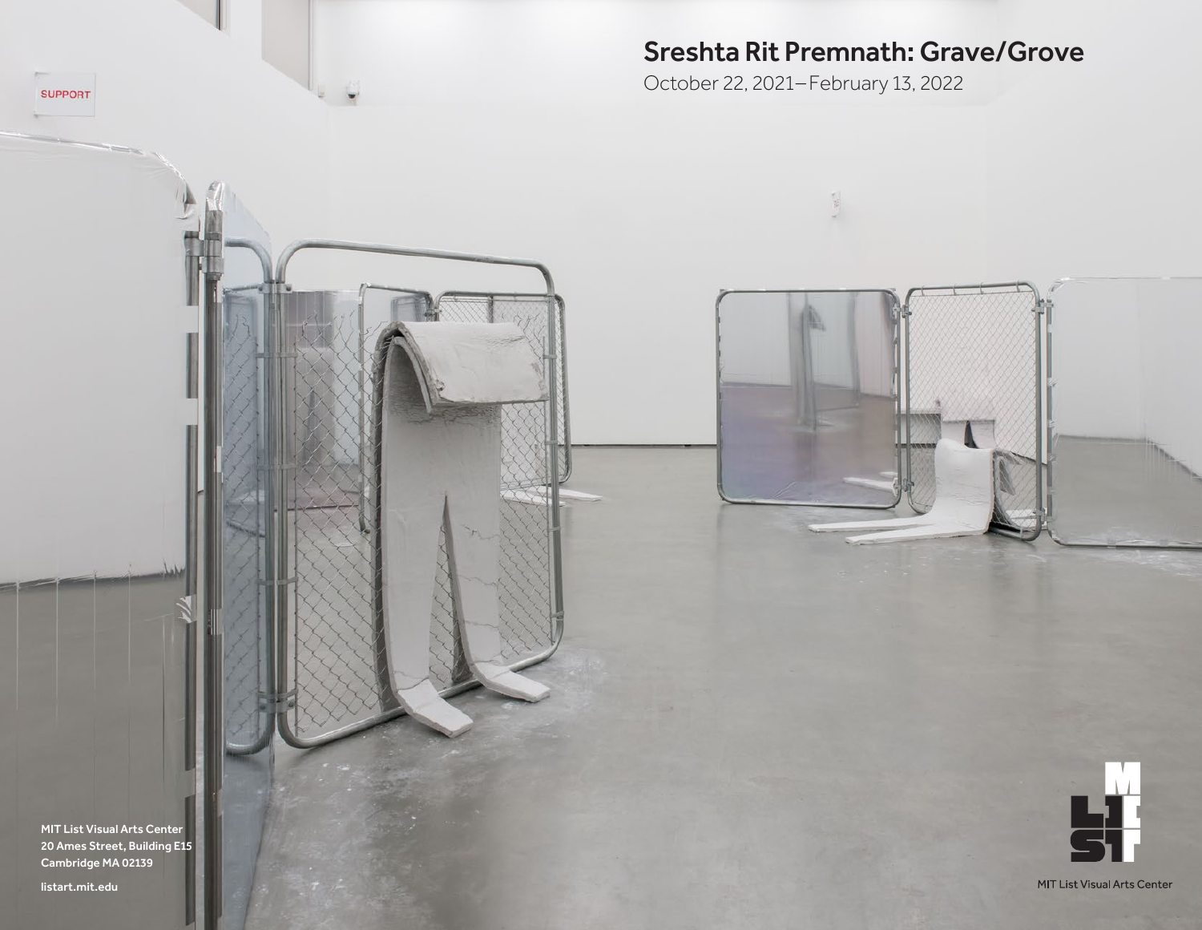# Sreshta Rit Premnath: Grave/Grove

October 22, 2021–February 13, 2022

MIT List Visual Arts Center
20 Ames Street, Building E15
Cambridge MA 02139

listart.mit.edu

MIT List Visual Arts Center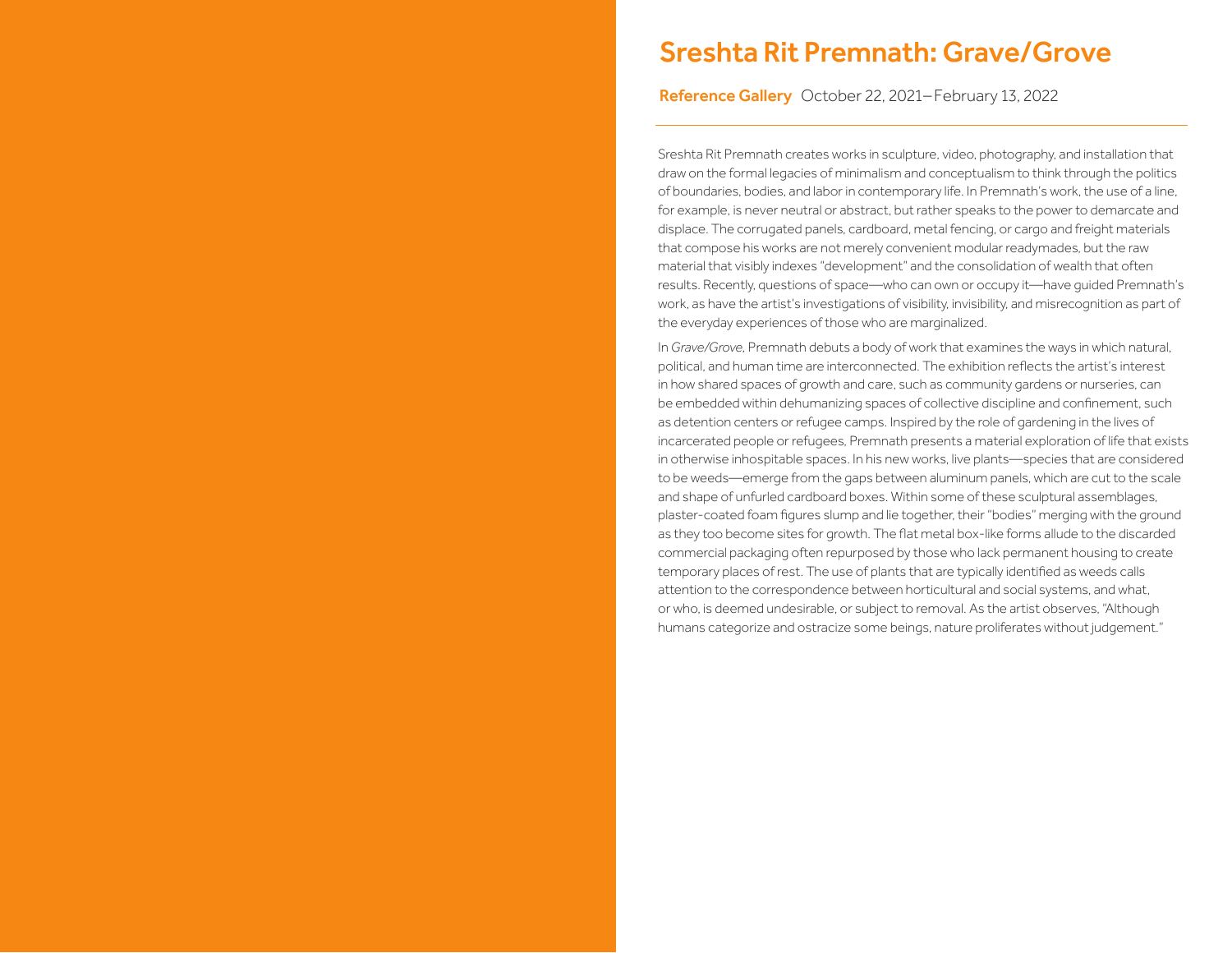# Sreshta Rit Premnath: Grave/Grove

**Reference Gallery** October 22, 2021–February 13, 2022

---

Sreshta Rit Premnath creates works in sculpture, video, photography, and installation that draw on the formal legacies of minimalism and conceptualism to think through the politics of boundaries, bodies, and labor in contemporary life. In Premnath's work, the use of a line, for example, is never neutral or abstract, but rather speaks to the power to demarcate and displace. The corrugated panels, cardboard, metal fencing, or cargo and freight materials that compose his works are not merely convenient modular readymades, but the raw material that visibly indexes "development" and the consolidation of wealth that often results. Recently, questions of space—who can own or occupy it—have guided Premnath's work, as have the artist's investigations of visibility, invisibility, and misrecognition as part of the everyday experiences of those who are marginalized.

In *Grave/Grove,* Premnath debuts a body of work that examines the ways in which natural, political, and human time are interconnected. The exhibition reflects the artist's interest in how shared spaces of growth and care, such as community gardens or nurseries, can be embedded within dehumanizing spaces of collective discipline and confinement, such as detention centers or refugee camps. Inspired by the role of gardening in the lives of incarcerated people or refugees, Premnath presents a material exploration of life that exists in otherwise inhospitable spaces. In his new works, live plants—species that are considered to be weeds—emerge from the gaps between aluminum panels, which are cut to the scale and shape of unfurled cardboard boxes. Within some of these sculptural assemblages, plaster-coated foam figures slump and lie together, their "bodies" merging with the ground as they too become sites for growth. The flat metal box-like forms allude to the discarded commercial packaging often repurposed by those who lack permanent housing to create temporary places of rest. The use of plants that are typically identified as weeds calls attention to the correspondence between horticultural and social systems, and what, or who, is deemed undesirable, or subject to removal. As the artist observes, "Although humans categorize and ostracize some beings, nature proliferates without judgement."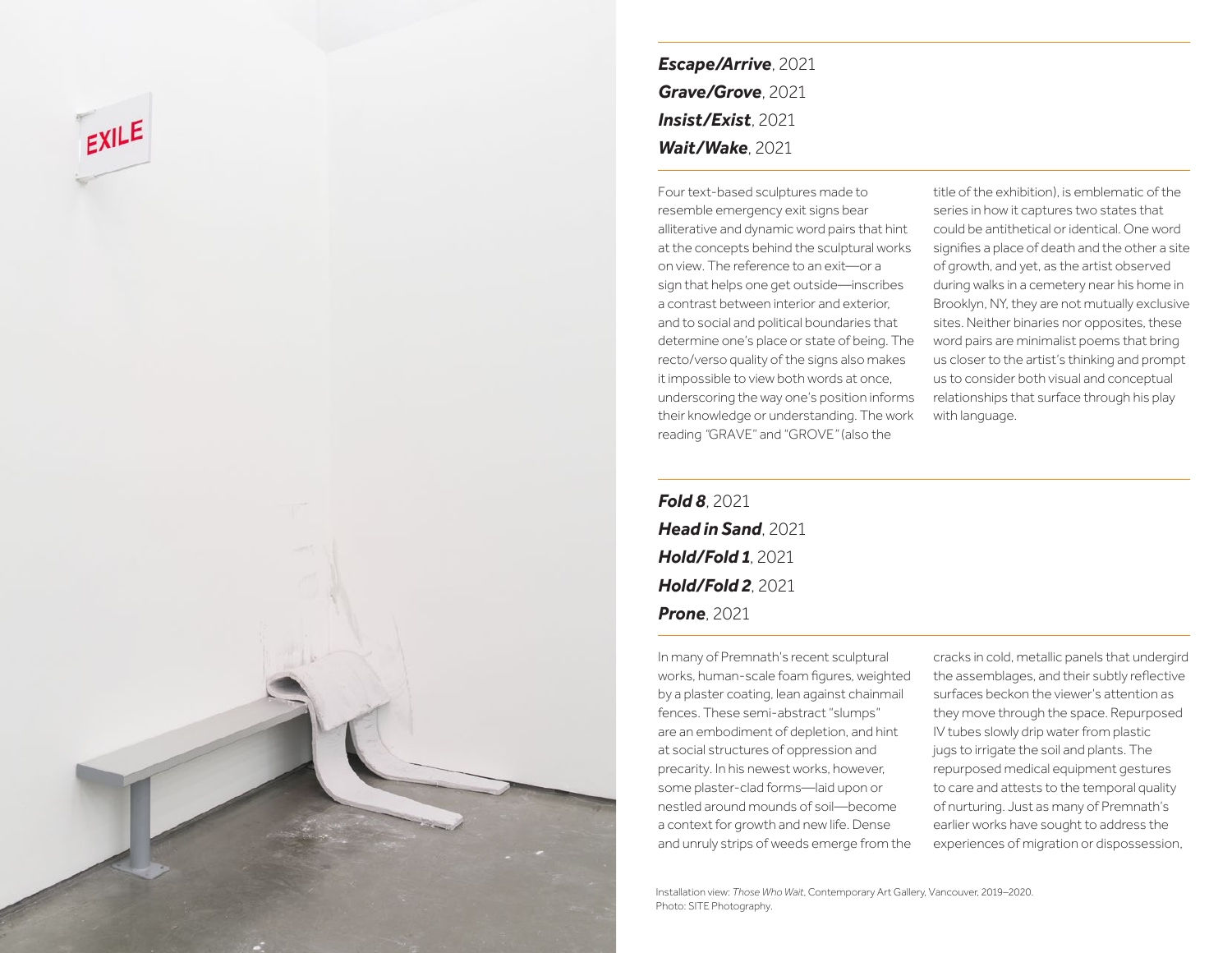***Escape/Arrive***, 2021
***Grave/Grove***, 2021
***Insist/Exist***, 2021
***Wait/Wake***, 2021

Four text-based sculptures made to resemble emergency exit signs bear alliterative and dynamic word pairs that hint at the concepts behind the sculptural works on view. The reference to an exit—or a sign that helps one get outside—inscribes a contrast between interior and exterior, and to social and political boundaries that determine one's place or state of being. The recto/verso quality of the signs also makes it impossible to view both words at once, underscoring the way one's position informs their knowledge or understanding. The work reading "GRAVE" and "GROVE" (also the title of the exhibition), is emblematic of the series in how it captures two states that could be antithetical or identical. One word signifies a place of death and the other a site of growth, and yet, as the artist observed during walks in a cemetery near his home in Brooklyn, NY, they are not mutually exclusive sites. Neither binaries nor opposites, these word pairs are minimalist poems that bring us closer to the artist's thinking and prompt us to consider both visual and conceptual relationships that surface through his play with language.

***Fold 8***, 2021
***Head in Sand***, 2021
***Hold/Fold 1***, 2021
***Hold/Fold 2***, 2021
***Prone***, 2021

In many of Premnath's recent sculptural works, human-scale foam figures, weighted by a plaster coating, lean against chainmail fences. These semi-abstract "slumps" are an embodiment of depletion, and hint at social structures of oppression and precarity. In his newest works, however, some plaster-clad forms—laid upon or nestled around mounds of soil—become a context for growth and new life. Dense and unruly strips of weeds emerge from the cracks in cold, metallic panels that undergird the assemblages, and their subtly reflective surfaces beckon the viewer's attention as they move through the space. Repurposed IV tubes slowly drip water from plastic jugs to irrigate the soil and plants. The repurposed medical equipment gestures to care and attests to the temporal quality of nurturing. Just as many of Premnath's earlier works have sought to address the experiences of migration or dispossession,

Installation view: *Those Who Wait*, Contemporary Art Gallery, Vancouver, 2019–2020.
Photo: SITE Photography.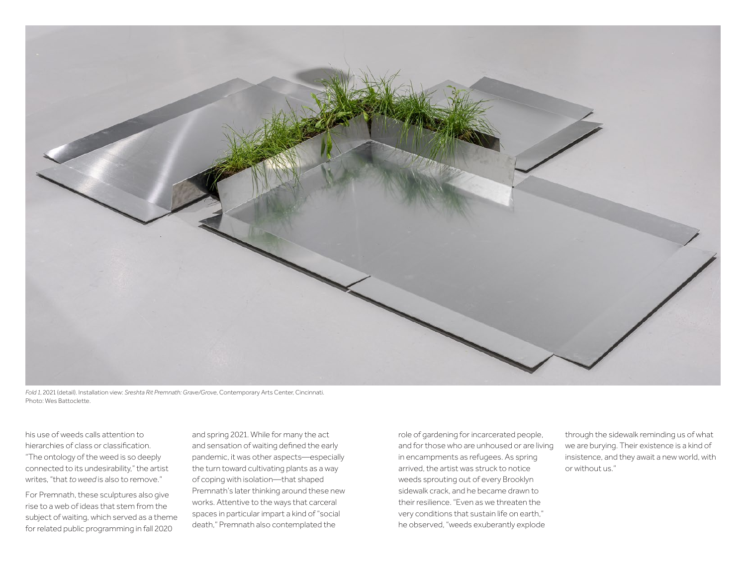*Fold 1*, 2021 (detail). Installation view: *Sreshta Rit Premnath: Grave/Grove*, Contemporary Arts Center, Cincinnati. Photo: Wes Battoclette.

his use of weeds calls attention to hierarchies of class or classification. "The ontology of the weed is so deeply connected to its undesirability," the artist writes, "that *to weed* is also to remove."

For Premnath, these sculptures also give rise to a web of ideas that stem from the subject of waiting, which served as a theme for related public programming in fall 2020 and spring 2021. While for many the act and sensation of waiting defined the early pandemic, it was other aspects—especially the turn toward cultivating plants as a way of coping with isolation—that shaped Premnath's later thinking around these new works. Attentive to the ways that carceral spaces in particular impart a kind of "social death," Premnath also contemplated the role of gardening for incarcerated people, and for those who are unhoused or are living in encampments as refugees. As spring arrived, the artist was struck to notice weeds sprouting out of every Brooklyn sidewalk crack, and he became drawn to their resilience. "Even as we threaten the very conditions that sustain life on earth," he observed, "weeds exuberantly explode through the sidewalk reminding us of what we are burying. Their existence is a kind of insistence, and they await a new world, with or without us."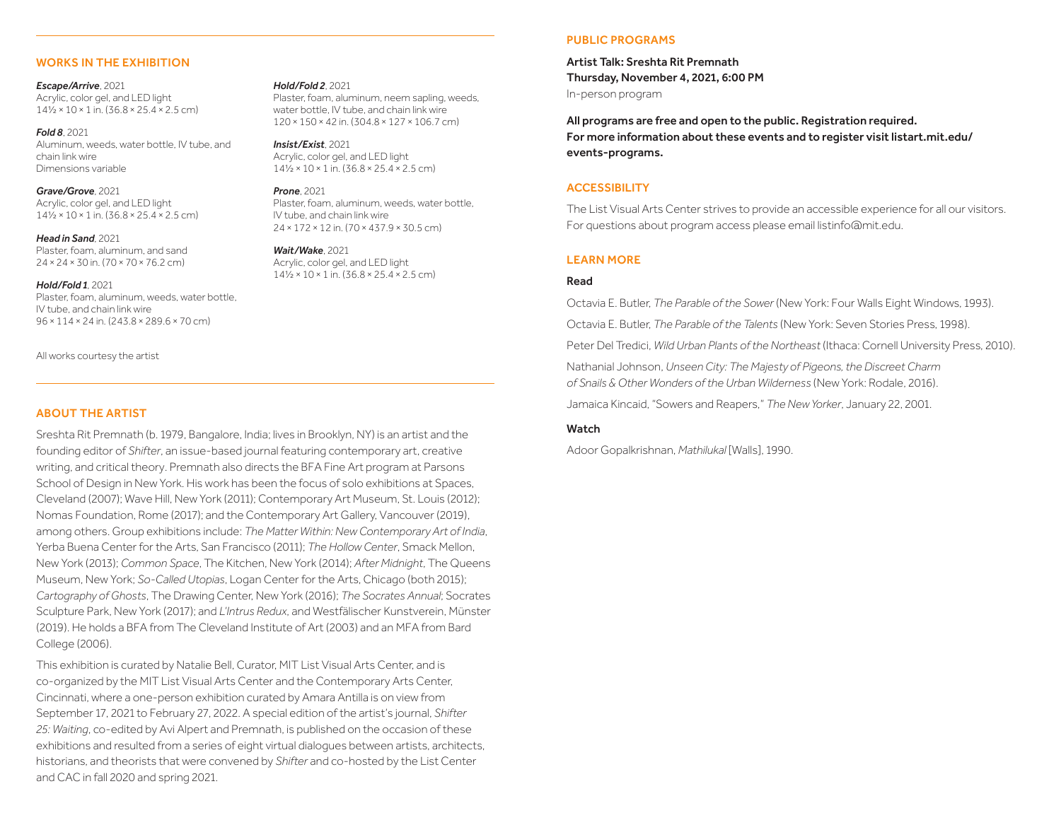## WORKS IN THE EXHIBITION

***Escape/Arrive***, 2021
Acrylic, color gel, and LED light
14½ × 10 × 1 in. (36.8 × 25.4 × 2.5 cm)

***Fold 8***, 2021
Aluminum, weeds, water bottle, IV tube, and chain link wire
Dimensions variable

***Grave/Grove***, 2021
Acrylic, color gel, and LED light
14½ × 10 × 1 in. (36.8 × 25.4 × 2.5 cm)

***Head in Sand***, 2021
Plaster, foam, aluminum, and sand
24 × 24 × 30 in. (70 × 70 × 76.2 cm)

***Hold/Fold 1***, 2021
Plaster, foam, aluminum, weeds, water bottle, IV tube, and chain link wire
96 × 114 × 24 in. (243.8 × 289.6 × 70 cm)

***Hold/Fold 2***, 2021
Plaster, foam, aluminum, neem sapling, weeds, water bottle, IV tube, and chain link wire
120 × 150 × 42 in. (304.8 × 127 × 106.7 cm)

***Insist/Exist***, 2021
Acrylic, color gel, and LED light
14½ × 10 × 1 in. (36.8 × 25.4 × 2.5 cm)

***Prone***, 2021
Plaster, foam, aluminum, weeds, water bottle, IV tube, and chain link wire
24 × 172 × 12 in. (70 × 437.9 × 30.5 cm)

***Wait/Wake***, 2021
Acrylic, color gel, and LED light
14½ × 10 × 1 in. (36.8 × 25.4 × 2.5 cm)

All works courtesy the artist

## ABOUT THE ARTIST

Sreshta Rit Premnath (b. 1979, Bangalore, India; lives in Brooklyn, NY) is an artist and the founding editor of *Shifter*, an issue-based journal featuring contemporary art, creative writing, and critical theory. Premnath also directs the BFA Fine Art program at Parsons School of Design in New York. His work has been the focus of solo exhibitions at Spaces, Cleveland (2007); Wave Hill, New York (2011); Contemporary Art Museum, St. Louis (2012); Nomas Foundation, Rome (2017); and the Contemporary Art Gallery, Vancouver (2019), among others. Group exhibitions include: *The Matter Within: New Contemporary Art of India*, Yerba Buena Center for the Arts, San Francisco (2011); *The Hollow Center*, Smack Mellon, New York (2013); *Common Space*, The Kitchen, New York (2014); *After Midnight*, The Queens Museum, New York; *So-Called Utopias*, Logan Center for the Arts, Chicago (both 2015); *Cartography of Ghosts*, The Drawing Center, New York (2016); *The Socrates Annual*; Socrates Sculpture Park, New York (2017); and *L'Intrus Redux*, and Westfälischer Kunstverein, Münster (2019). He holds a BFA from The Cleveland Institute of Art (2003) and an MFA from Bard College (2006).

This exhibition is curated by Natalie Bell, Curator, MIT List Visual Arts Center, and is co-organized by the MIT List Visual Arts Center and the Contemporary Arts Center, Cincinnati, where a one-person exhibition curated by Amara Antilla is on view from September 17, 2021 to February 27, 2022. A special edition of the artist's journal, *Shifter 25: Waiting*, co-edited by Avi Alpert and Premnath, is published on the occasion of these exhibitions and resulted from a series of eight virtual dialogues between artists, architects, historians, and theorists that were convened by *Shifter* and co-hosted by the List Center and CAC in fall 2020 and spring 2021.

## PUBLIC PROGRAMS

**Artist Talk: Sreshta Rit Premnath**
**Thursday, November 4, 2021, 6:00 PM**
In-person program

**All programs are free and open to the public. Registration required. For more information about these events and to register visit listart.mit.edu/events-programs.**

## ACCESSIBILITY

The List Visual Arts Center strives to provide an accessible experience for all our visitors. For questions about program access please email listinfo@mit.edu.

## LEARN MORE

### Read

Octavia E. Butler, *The Parable of the Sower* (New York: Four Walls Eight Windows, 1993).

Octavia E. Butler, *The Parable of the Talents* (New York: Seven Stories Press, 1998).

Peter Del Tredici, *Wild Urban Plants of the Northeast* (Ithaca: Cornell University Press, 2010).

Nathanial Johnson, *Unseen City: The Majesty of Pigeons, the Discreet Charm of Snails & Other Wonders of the Urban Wilderness* (New York: Rodale, 2016).

Jamaica Kincaid, "Sowers and Reapers," *The New Yorker*, January 22, 2001.

### Watch

Adoor Gopalkrishnan, *Mathilukal* [Walls], 1990.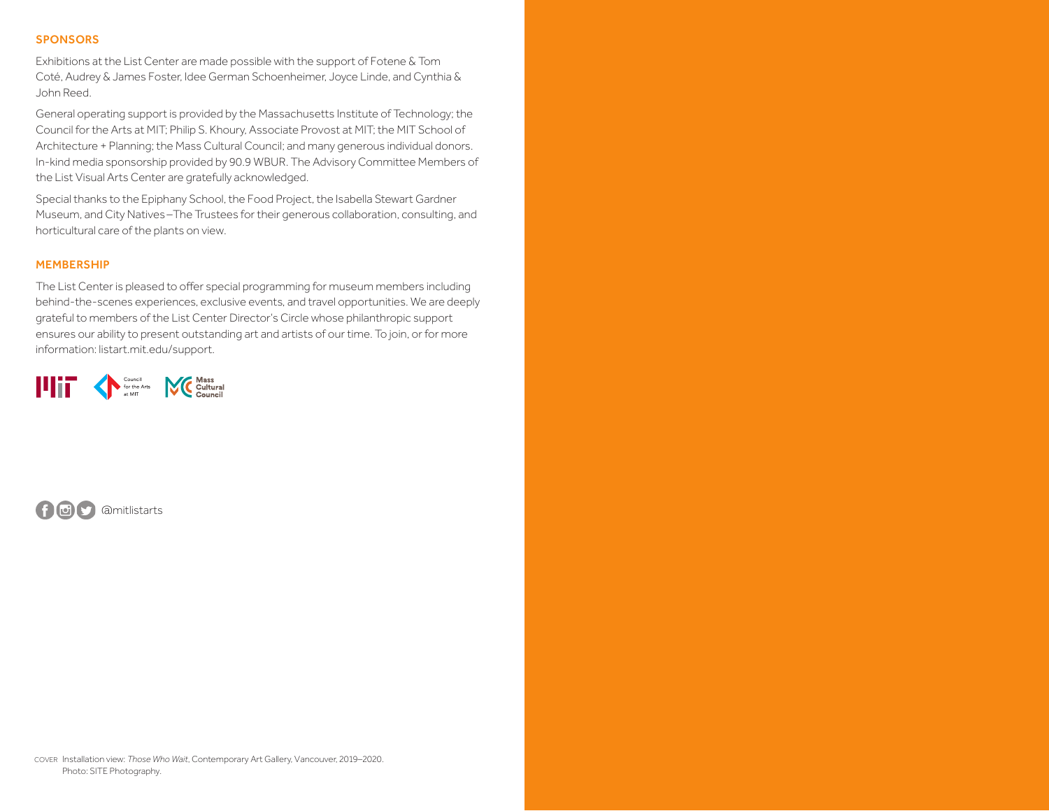## SPONSORS

Exhibitions at the List Center are made possible with the support of Fotene & Tom Coté, Audrey & James Foster, Idee German Schoenheimer, Joyce Linde, and Cynthia & John Reed.

General operating support is provided by the Massachusetts Institute of Technology; the Council for the Arts at MIT; Philip S. Khoury, Associate Provost at MIT; the MIT School of Architecture + Planning; the Mass Cultural Council; and many generous individual donors. In-kind media sponsorship provided by 90.9 WBUR. The Advisory Committee Members of the List Visual Arts Center are gratefully acknowledged.

Special thanks to the Epiphany School, the Food Project, the Isabella Stewart Gardner Museum, and City Natives—The Trustees for their generous collaboration, consulting, and horticultural care of the plants on view.

## MEMBERSHIP

The List Center is pleased to offer special programming for museum members including behind-the-scenes experiences, exclusive events, and travel opportunities. We are deeply grateful to members of the List Center Director's Circle whose philanthropic support ensures our ability to present outstanding art and artists of our time. To join, or for more information: listart.mit.edu/support.

@mitlistarts

COVER Installation view: *Those Who Wait*, Contemporary Art Gallery, Vancouver, 2019–2020. Photo: SITE Photography.